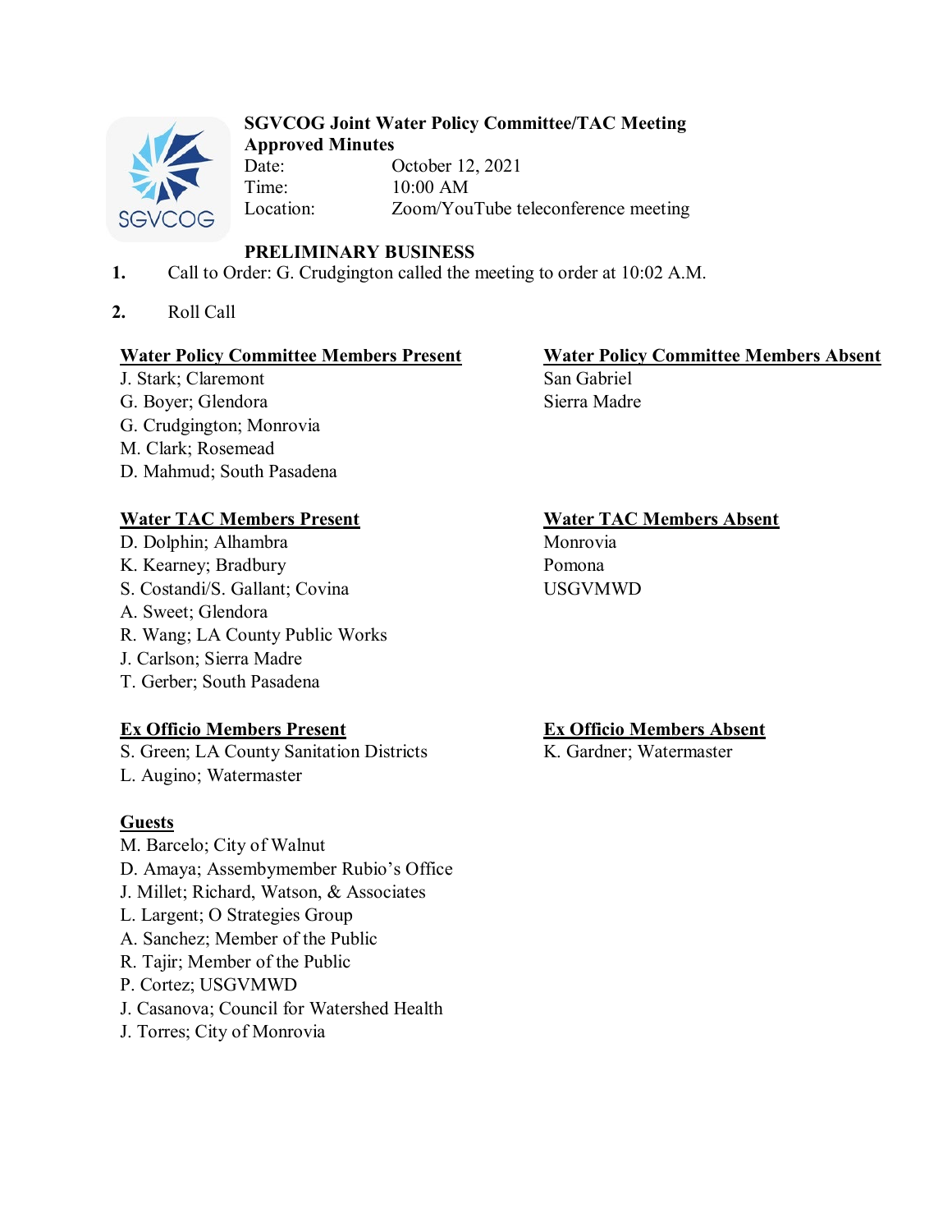**SGVCOG Joint Water Policy Committee/TAC Meeting**
**Approved Minutes**

Date: October 12, 2021
Time: 10:00 AM
Location: Zoom/YouTube teleconference meeting

**PRELIMINARY BUSINESS**

1. Call to Order: G. Crudgington called the meeting to order at 10:02 A.M.

2. Roll Call

**Water Policy Committee Members Present**
J. Stark; Claremont
G. Boyer; Glendora
G. Crudgington; Monrovia
M. Clark; Rosemead
D. Mahmud; South Pasadena

**Water Policy Committee Members Absent**
San Gabriel
Sierra Madre

**Water TAC Members Present**
D. Dolphin; Alhambra
K. Kearney; Bradbury
S. Costandi/S. Gallant; Covina
A. Sweet; Glendora
R. Wang; LA County Public Works
J. Carlson; Sierra Madre
T. Gerber; South Pasadena

**Water TAC Members Absent**
Monrovia
Pomona
USGVMWD

**Ex Officio Members Present**
S. Green; LA County Sanitation Districts
L. Augino; Watermaster

**Ex Officio Members Absent**
K. Gardner; Watermaster

**Guests**
M. Barcelo; City of Walnut
D. Amaya; Assembymember Rubio's Office
J. Millet; Richard, Watson, & Associates
L. Largent; O Strategies Group
A. Sanchez; Member of the Public
R. Tajir; Member of the Public
P. Cortez; USGVMWD
J. Casanova; Council for Watershed Health
J. Torres; City of Monrovia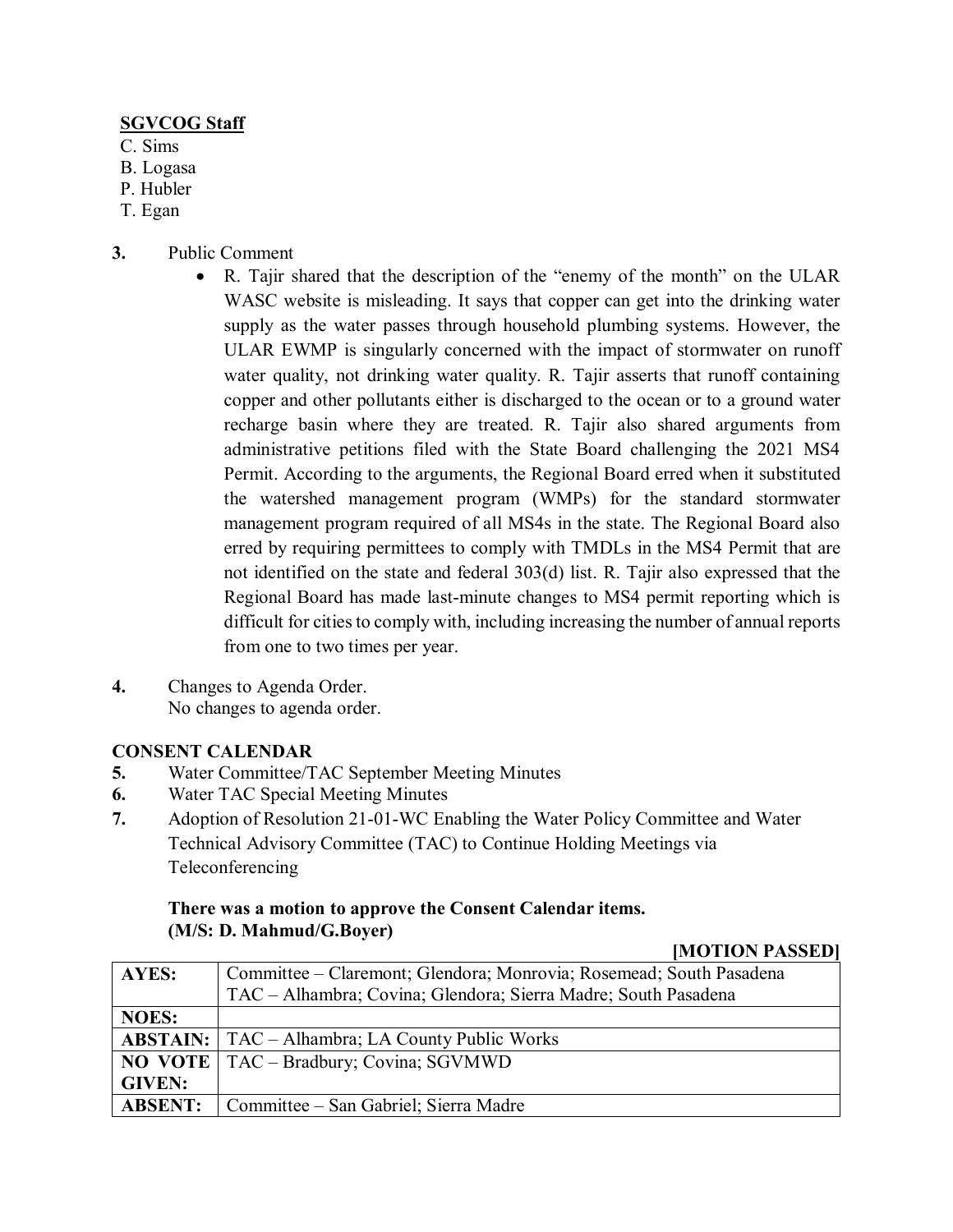**SGVCOG Staff**

C. Sims
B. Logasa
P. Hubler
T. Egan

**3.** Public Comment

- R. Tajir shared that the description of the "enemy of the month" on the ULAR WASC website is misleading. It says that copper can get into the drinking water supply as the water passes through household plumbing systems. However, the ULAR EWMP is singularly concerned with the impact of stormwater on runoff water quality, not drinking water quality. R. Tajir asserts that runoff containing copper and other pollutants either is discharged to the ocean or to a ground water recharge basin where they are treated. R. Tajir also shared arguments from administrative petitions filed with the State Board challenging the 2021 MS4 Permit. According to the arguments, the Regional Board erred when it substituted the watershed management program (WMPs) for the standard stormwater management program required of all MS4s in the state. The Regional Board also erred by requiring permittees to comply with TMDLs in the MS4 Permit that are not identified on the state and federal 303(d) list. R. Tajir also expressed that the Regional Board has made last-minute changes to MS4 permit reporting which is difficult for cities to comply with, including increasing the number of annual reports from one to two times per year.

**4.** Changes to Agenda Order.
No changes to agenda order.

**CONSENT CALENDAR**

**5.** Water Committee/TAC September Meeting Minutes
**6.** Water TAC Special Meeting Minutes
**7.** Adoption of Resolution 21-01-WC Enabling the Water Policy Committee and Water Technical Advisory Committee (TAC) to Continue Holding Meetings via Teleconferencing

**There was a motion to approve the Consent Calendar items.**
**(M/S: D. Mahmud/G.Boyer)**

**[MOTION PASSED]**

| | |
|---|---|
| **AYES:** | Committee – Claremont; Glendora; Monrovia; Rosemead; South Pasadena<br>TAC – Alhambra; Covina; Glendora; Sierra Madre; South Pasadena |
| **NOES:** | |
| **ABSTAIN:** | TAC – Alhambra; LA County Public Works |
| **NO VOTE GIVEN:** | TAC – Bradbury; Covina; SGVMWD |
| **ABSENT:** | Committee – San Gabriel; Sierra Madre |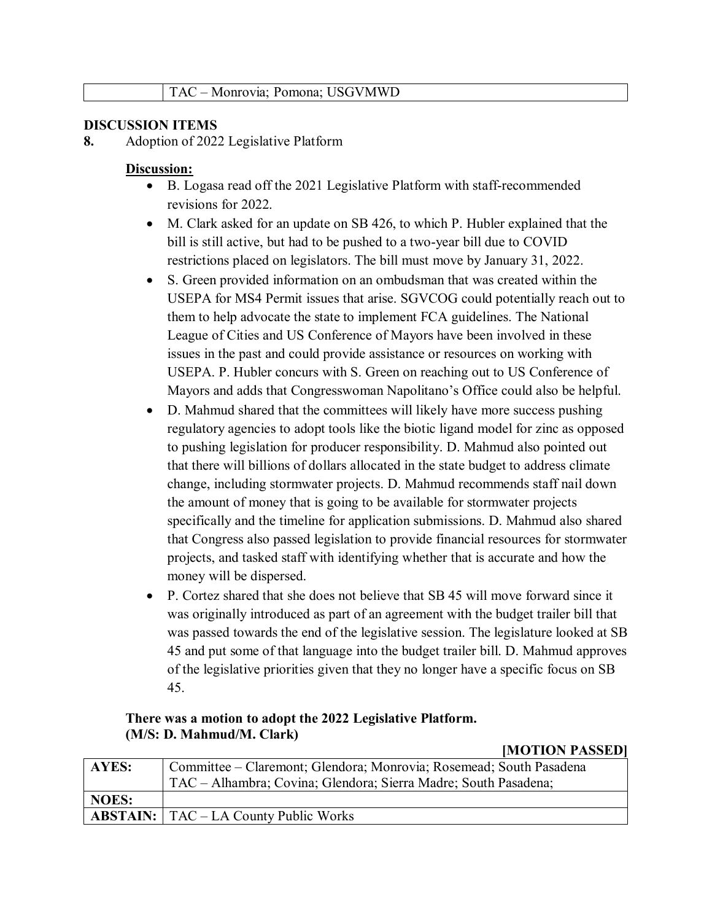| | TAC – Monrovia; Pomona; USGVMWD |
|---|---|

**DISCUSSION ITEMS**

**8.** Adoption of 2022 Legislative Platform

**Discussion:**

- B. Logasa read off the 2021 Legislative Platform with staff-recommended revisions for 2022.
- M. Clark asked for an update on SB 426, to which P. Hubler explained that the bill is still active, but had to be pushed to a two-year bill due to COVID restrictions placed on legislators. The bill must move by January 31, 2022.
- S. Green provided information on an ombudsman that was created within the USEPA for MS4 Permit issues that arise. SGVCOG could potentially reach out to them to help advocate the state to implement FCA guidelines. The National League of Cities and US Conference of Mayors have been involved in these issues in the past and could provide assistance or resources on working with USEPA. P. Hubler concurs with S. Green on reaching out to US Conference of Mayors and adds that Congresswoman Napolitano's Office could also be helpful.
- D. Mahmud shared that the committees will likely have more success pushing regulatory agencies to adopt tools like the biotic ligand model for zinc as opposed to pushing legislation for producer responsibility. D. Mahmud also pointed out that there will billions of dollars allocated in the state budget to address climate change, including stormwater projects. D. Mahmud recommends staff nail down the amount of money that is going to be available for stormwater projects specifically and the timeline for application submissions. D. Mahmud also shared that Congress also passed legislation to provide financial resources for stormwater projects, and tasked staff with identifying whether that is accurate and how the money will be dispersed.
- P. Cortez shared that she does not believe that SB 45 will move forward since it was originally introduced as part of an agreement with the budget trailer bill that was passed towards the end of the legislative session. The legislature looked at SB 45 and put some of that language into the budget trailer bill. D. Mahmud approves of the legislative priorities given that they no longer have a specific focus on SB 45.

**There was a motion to adopt the 2022 Legislative Platform.**
**(M/S: D. Mahmud/M. Clark)**

**[MOTION PASSED]**

| | |
|---|---|
| **AYES:** | Committee – Claremont; Glendora; Monrovia; Rosemead; South Pasadena<br>TAC – Alhambra; Covina; Glendora; Sierra Madre; South Pasadena; |
| **NOES:** | |
| **ABSTAIN:** | TAC – LA County Public Works |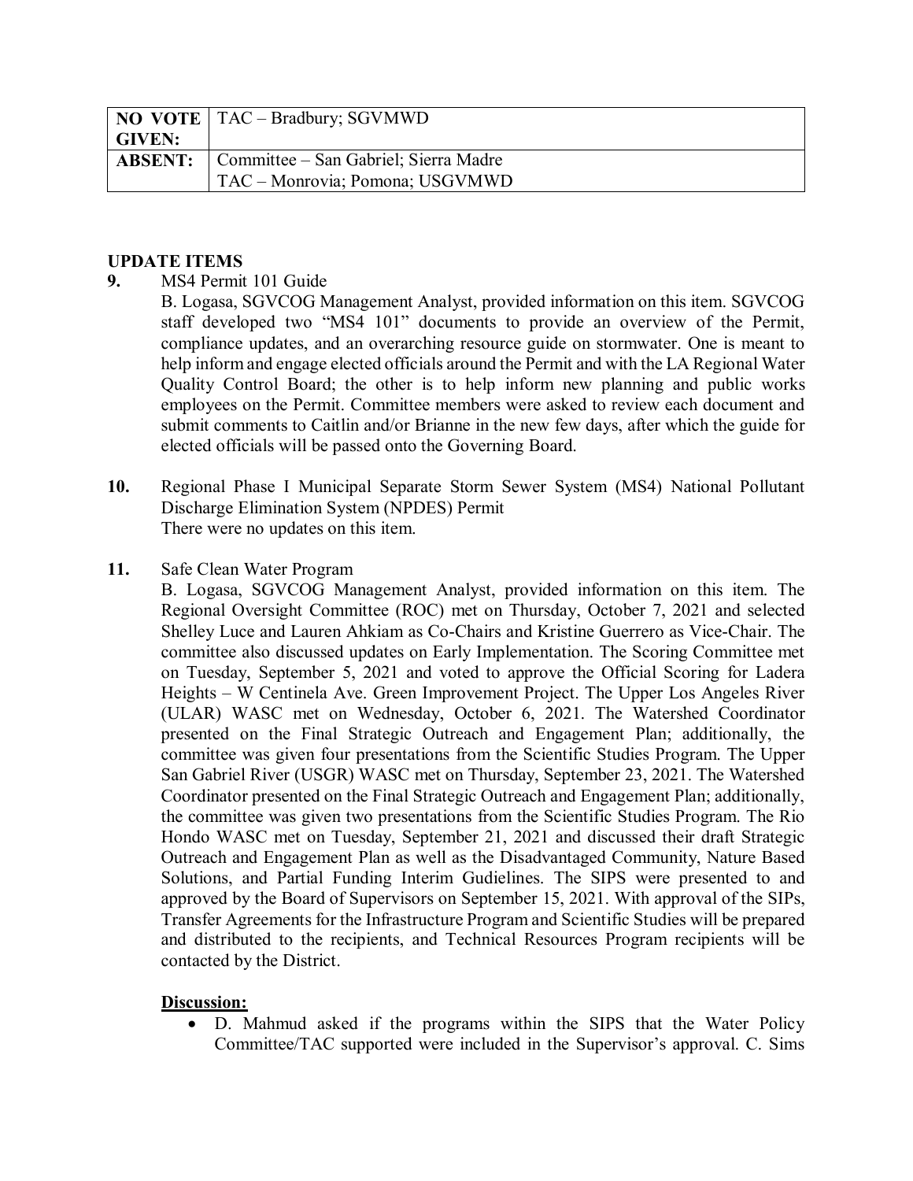| NO VOTE GIVEN: | TAC – Bradbury; SGVMWD |
|---|---|
| ABSENT: | Committee – San Gabriel; Sierra Madre<br>TAC – Monrovia; Pomona; USGVMWD |

**UPDATE ITEMS**

**9.** MS4 Permit 101 Guide

B. Logasa, SGVCOG Management Analyst, provided information on this item. SGVCOG staff developed two "MS4 101" documents to provide an overview of the Permit, compliance updates, and an overarching resource guide on stormwater. One is meant to help inform and engage elected officials around the Permit and with the LA Regional Water Quality Control Board; the other is to help inform new planning and public works employees on the Permit. Committee members were asked to review each document and submit comments to Caitlin and/or Brianne in the new few days, after which the guide for elected officials will be passed onto the Governing Board.

**10.** Regional Phase I Municipal Separate Storm Sewer System (MS4) National Pollutant Discharge Elimination System (NPDES) Permit

There were no updates on this item.

**11.** Safe Clean Water Program

B. Logasa, SGVCOG Management Analyst, provided information on this item. The Regional Oversight Committee (ROC) met on Thursday, October 7, 2021 and selected Shelley Luce and Lauren Ahkiam as Co-Chairs and Kristine Guerrero as Vice-Chair. The committee also discussed updates on Early Implementation. The Scoring Committee met on Tuesday, September 5, 2021 and voted to approve the Official Scoring for Ladera Heights – W Centinela Ave. Green Improvement Project. The Upper Los Angeles River (ULAR) WASC met on Wednesday, October 6, 2021. The Watershed Coordinator presented on the Final Strategic Outreach and Engagement Plan; additionally, the committee was given four presentations from the Scientific Studies Program. The Upper San Gabriel River (USGR) WASC met on Thursday, September 23, 2021. The Watershed Coordinator presented on the Final Strategic Outreach and Engagement Plan; additionally, the committee was given two presentations from the Scientific Studies Program. The Rio Hondo WASC met on Tuesday, September 21, 2021 and discussed their draft Strategic Outreach and Engagement Plan as well as the Disadvantaged Community, Nature Based Solutions, and Partial Funding Interim Gudielines. The SIPS were presented to and approved by the Board of Supervisors on September 15, 2021. With approval of the SIPs, Transfer Agreements for the Infrastructure Program and Scientific Studies will be prepared and distributed to the recipients, and Technical Resources Program recipients will be contacted by the District.

**Discussion:**

- D. Mahmud asked if the programs within the SIPS that the Water Policy Committee/TAC supported were included in the Supervisor's approval. C. Sims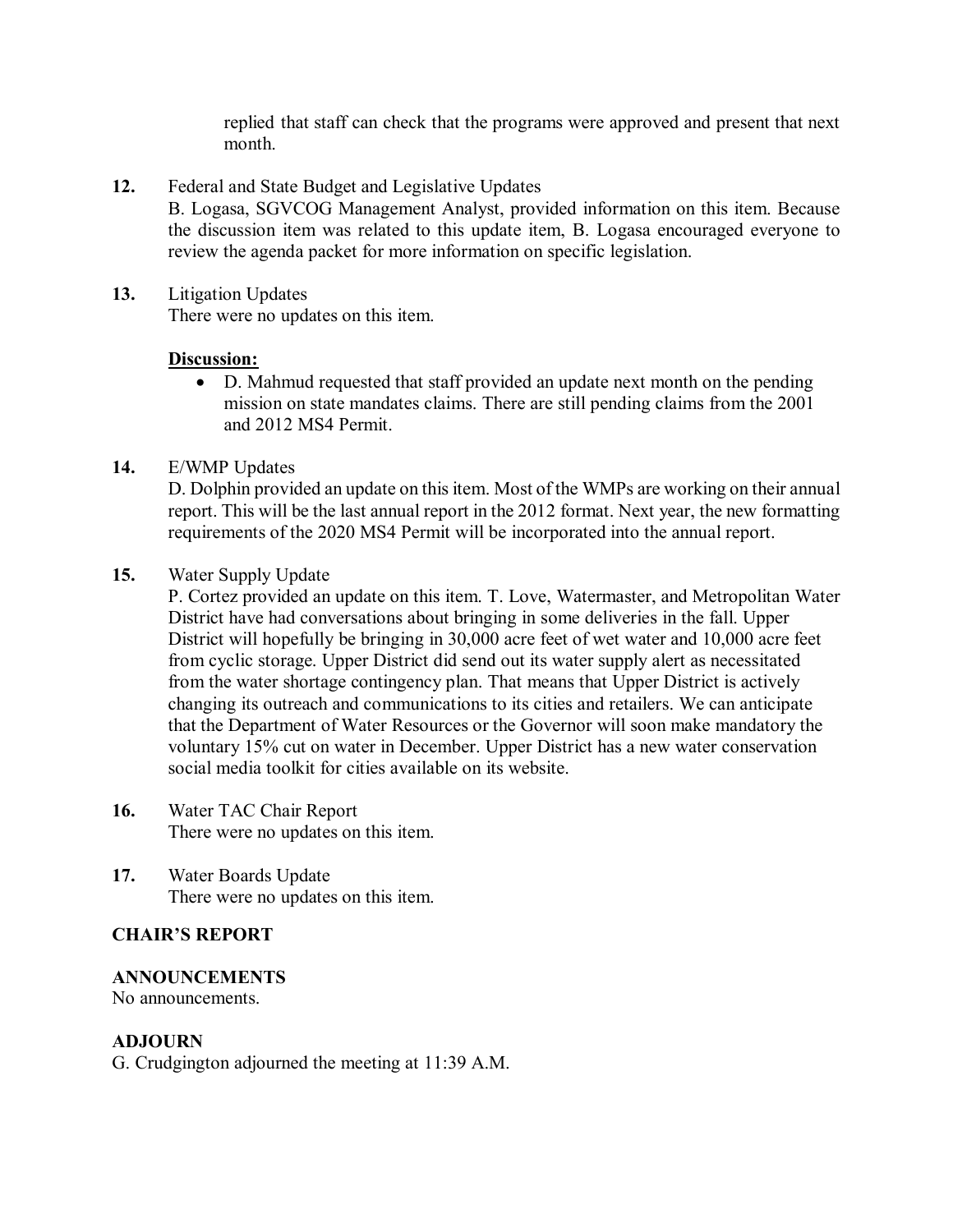replied that staff can check that the programs were approved and present that next month.

**12.** Federal and State Budget and Legislative Updates
B. Logasa, SGVCOG Management Analyst, provided information on this item. Because the discussion item was related to this update item, B. Logasa encouraged everyone to review the agenda packet for more information on specific legislation.

**13.** Litigation Updates
There were no updates on this item.

**Discussion:**

- D. Mahmud requested that staff provided an update next month on the pending mission on state mandates claims. There are still pending claims from the 2001 and 2012 MS4 Permit.

**14.** E/WMP Updates
D. Dolphin provided an update on this item. Most of the WMPs are working on their annual report. This will be the last annual report in the 2012 format. Next year, the new formatting requirements of the 2020 MS4 Permit will be incorporated into the annual report.

**15.** Water Supply Update
P. Cortez provided an update on this item. T. Love, Watermaster, and Metropolitan Water District have had conversations about bringing in some deliveries in the fall. Upper District will hopefully be bringing in 30,000 acre feet of wet water and 10,000 acre feet from cyclic storage. Upper District did send out its water supply alert as necessitated from the water shortage contingency plan. That means that Upper District is actively changing its outreach and communications to its cities and retailers. We can anticipate that the Department of Water Resources or the Governor will soon make mandatory the voluntary 15% cut on water in December. Upper District has a new water conservation social media toolkit for cities available on its website.

**16.** Water TAC Chair Report
There were no updates on this item.

**17.** Water Boards Update
There were no updates on this item.

**CHAIR'S REPORT**

**ANNOUNCEMENTS**
No announcements.

**ADJOURN**
G. Crudgington adjourned the meeting at 11:39 A.M.